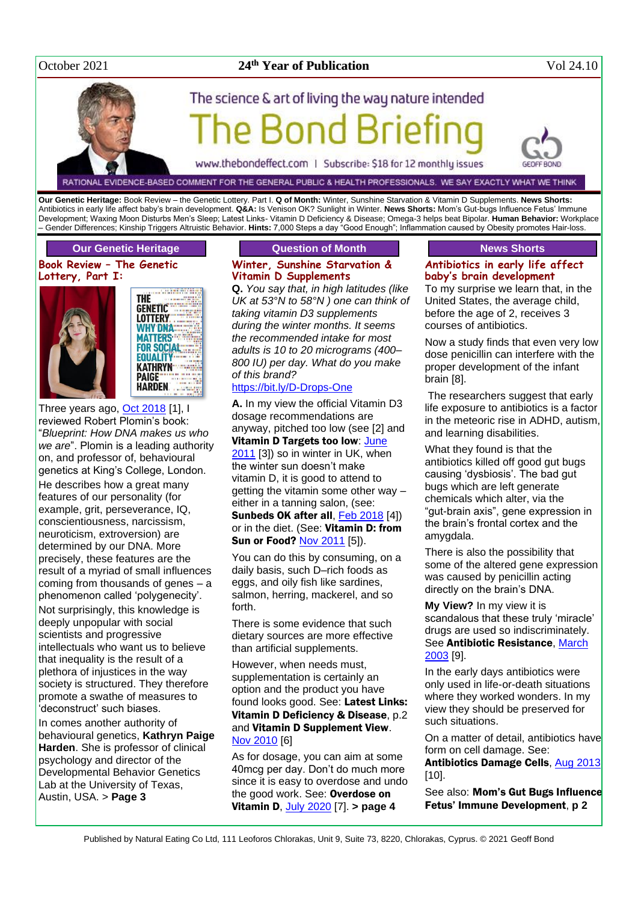October 2021 | 24th Year of Publication | Vol 24.10

The science & art of living the way nature intended

# The Bond Briefing

www.thebondeffect.com | Subscribe: $18 for 12 monthly issues

RATIONAL EVIDENCE-BASED COMMENT FOR THE GENERAL PUBLIC & HEALTH PROFESSIONALS. WE SAY EXACTLY WHAT WE THINK

**Our Genetic Heritage:** Book Review – the Genetic Lottery. Part I. **Q of Month:** Winter, Sunshine Starvation & Vitamin D Supplements. **News Shorts:** Antibiotics in early life affect baby's brain development. **Q&A:** Is Venison OK? Sunlight in Winter. **News Shorts:** Mom's Gut-bugs Influence Fetus' Immune Development; Waxing Moon Disturbs Men's Sleep; Latest Links- Vitamin D Deficiency & Disease; Omega-3 helps beat Bipolar. **Human Behavior:** Workplace – Gender Differences; Kinship Triggers Altruistic Behavior. **Hints:** 7,000 Steps a day "Good Enough"; Inflammation caused by Obesity promotes Hair-loss.

## Our Genetic Heritage

### Book Review – The Genetic Lottery, Part I:

THE GENETIC LOTTERY WHY DNA MATTERS FOR SOCIAL EQUALITY KATHRYN PAIGE HARDEN

Three years ago, Oct 2018 [1], I reviewed Robert Plomin's book: "*Blueprint: How DNA makes us who we are*". Plomin is a leading authority on, and professor of, behavioural genetics at King's College, London.

He describes how a great many features of our personality (for example, grit, perseverance, IQ, conscientiousness, narcissism, neuroticism, extroversion) are determined by our DNA. More precisely, these features are the result of a myriad of small influences coming from thousands of genes – a phenomenon called 'polygenecity'.

Not surprisingly, this knowledge is deeply unpopular with social scientists and progressive intellectuals who want us to believe that inequality is the result of a plethora of injustices in the way society is structured. They therefore promote a swathe of measures to 'deconstruct' such biases.

In comes another authority of behavioural genetics, **Kathryn Paige Harden**. She is professor of clinical psychology and director of the Developmental Behavior Genetics Lab at the University of Texas, Austin, USA. > **Page 3**

## Question of Month

### Winter, Sunshine Starvation & Vitamin D Supplements

**Q.** *You say that, in high latitudes (like UK at 53°N to 58°N ) one can think of taking vitamin D3 supplements during the winter months. It seems the recommended intake for most adults is 10 to 20 micrograms (400–800 IU) per day. What do you make of this brand?*

https://bit.ly/D-Drops-One

**A.** In my view the official Vitamin D3 dosage recommendations are anyway, pitched too low (see [2] and **Vitamin D Targets too low**: June 2011 [3]) so in winter in UK, when the winter sun doesn't make vitamin D, it is good to attend to getting the vitamin some other way – either in a tanning salon, (see: **Sunbeds OK after all**, Feb 2018 [4]) or in the diet. (See: **Vitamin D: from Sun or Food?** Nov 2011 [5]).

You can do this by consuming, on a daily basis, such D–rich foods as eggs, and oily fish like sardines, salmon, herring, mackerel, and so forth.

There is some evidence that such dietary sources are more effective than artificial supplements.

However, when needs must, supplementation is certainly an option and the product you have found looks good. See: **Latest Links: Vitamin D Deficiency & Disease**, p.2 and **Vitamin D Supplement View**. Nov 2010 [6]

As for dosage, you can aim at some 40mcg per day. Don't do much more since it is easy to overdose and undo the good work. See: **Overdose on Vitamin D**, July 2020 [7]. **> page 4**

## News Shorts

### Antibiotics in early life affect baby's brain development

To my surprise we learn that, in the United States, the average child, before the age of 2, receives 3 courses of antibiotics.

Now a study finds that even very low dose penicillin can interfere with the proper development of the infant brain [8].

The researchers suggest that early life exposure to antibiotics is a factor in the meteoric rise in ADHD, autism, and learning disabilities.

What they found is that the antibiotics killed off good gut bugs causing 'dysbiosis'. The bad gut bugs which are left generate chemicals which alter, via the "gut-brain axis", gene expression in the brain's frontal cortex and the amygdala.

There is also the possibility that some of the altered gene expression was caused by penicillin acting directly on the brain's DNA.

**My View?** In my view it is scandalous that these truly 'miracle' drugs are used so indiscriminately. See **Antibiotic Resistance**, March 2003 [9].

In the early days antibiotics were only used in life-or-death situations where they worked wonders. In my view they should be preserved for such situations.

On a matter of detail, antibiotics have form on cell damage. See: **Antibiotics Damage Cells**, Aug 2013 [10].

See also: **Mom's Gut Bugs Influence Fetus' Immune Development**, **p 2**

Published by Natural Eating Co Ltd, 111 Leoforos Chlorakas, Unit 9, Suite 73, 8220, Chlorakas, Cyprus. © 2021 Geoff Bond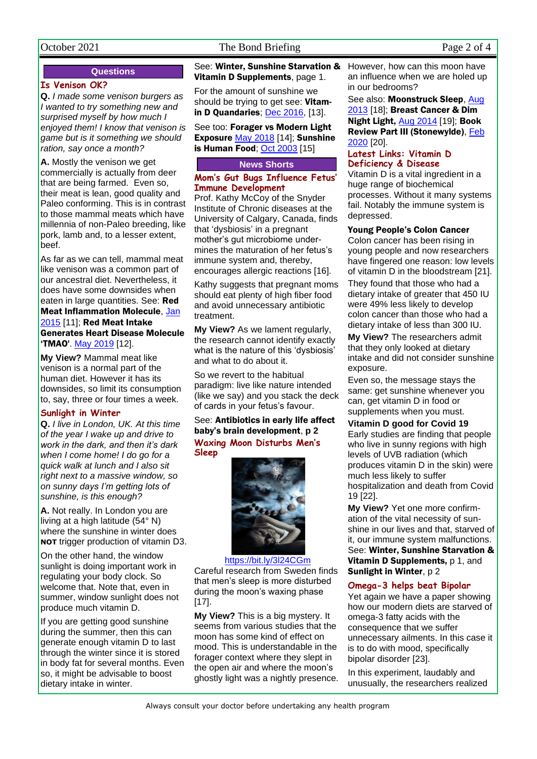## Questions

### Is Venison OK?

**Q.** *I made some venison burgers as I wanted to try something new and surprised myself by how much I enjoyed them! I know that venison is game but is it something we should ration, say once a month?*

**A.** Mostly the venison we get commercially is actually from deer that are being farmed. Even so, their meat is lean, good quality and Paleo conforming. This is in contrast to those mammal meats which have millennia of non-Paleo breeding, like pork, lamb and, to a lesser extent, beef.

As far as we can tell, mammal meat like venison was a common part of our ancestral diet. Nevertheless, it does have some downsides when eaten in large quantities. See: **Red Meat Inflammation Molecule**, Jan 2015 [11]; **Red Meat Intake Generates Heart Disease Molecule 'TMAO'**. May 2019 [12].

**My View?** Mammal meat like venison is a normal part of the human diet. However it has its downsides, so limit its consumption to, say, three or four times a week.

### Sunlight in Winter

**Q.** *I live in London, UK. At this time of the year I wake up and drive to work in the dark, and then it's dark when I come home! I do go for a quick walk at lunch and I also sit right next to a massive window, so on sunny days I'm getting lots of sunshine, is this enough?*

**A.** Not really. In London you are living at a high latitude (54° N) where the sunshine in winter does **NOT** trigger production of vitamin D3.

On the other hand, the window sunlight is doing important work in regulating your body clock. So welcome that. Note that, even in summer, window sunlight does not produce much vitamin D.

If you are getting good sunshine during the summer, then this can generate enough vitamin D to last through the winter since it is stored in body fat for several months. Even so, it might be advisable to boost dietary intake in winter.

See: **Winter, Sunshine Starvation & Vitamin D Supplements**, page 1.

For the amount of sunshine we should be trying to get see: **Vitamin D Quandaries**; Dec 2016, [13].

See too: **Forager vs Modern Light Exposure** May 2018 [14]; **Sunshine is Human Food**; Oct 2003 [15]

## News Shorts

### Mom's Gut Bugs Influence Fetus' Immune Development

Prof. Kathy McCoy of the Snyder Institute of Chronic diseases at the University of Calgary, Canada, finds that 'dysbiosis' in a pregnant mother's gut microbiome undermines the maturation of her fetus's immune system and, thereby, encourages allergic reactions [16].

Kathy suggests that pregnant moms should eat plenty of high fiber food and avoid unnecessary antibiotic treatment.

**My View?** As we lament regularly, the research cannot identify exactly what is the nature of this 'dysbiosis' and what to do about it.

So we revert to the habitual paradigm: live like nature intended (like we say) and you stack the deck of cards in your fetus's favour.

See: **Antibiotics in early life affect baby's brain development**, p 2

### Waxing Moon Disturbs Men's Sleep

https://bit.ly/3l24CGm

Careful research from Sweden finds that men's sleep is more disturbed during the moon's waxing phase [17].

**My View?** This is a big mystery. It seems from various studies that the moon has some kind of effect on mood. This is understandable in the forager context where they slept in the open air and where the moon's ghostly light was a nightly presence.

However, how can this moon have an influence when we are holed up in our bedrooms?

See also: **Moonstruck Sleep**, Aug 2013 [18]; **Breast Cancer & Dim Night Light,** Aug 2014 [19]; **Book Review Part III (Stonewylde)**, Feb 2020 [20].

### Latest Links: Vitamin D Deficiency & Disease

Vitamin D is a vital ingredient in a huge range of biochemical processes. Without it many systems fail. Notably the immune system is depressed.

**Young People's Colon Cancer**

Colon cancer has been rising in young people and now researchers have fingered one reason: low levels of vitamin D in the bloodstream [21].

They found that those who had a dietary intake of greater that 450 IU were 49% less likely to develop colon cancer than those who had a dietary intake of less than 300 IU.

**My View?** The researchers admit that they only looked at dietary intake and did not consider sunshine exposure.

Even so, the message stays the same: get sunshine whenever you can, get vitamin D in food or supplements when you must.

**Vitamin D good for Covid 19**

Early studies are finding that people who live in sunny regions with high levels of UVB radiation (which produces vitamin D in the skin) were much less likely to suffer hospitalization and death from Covid 19 [22].

**My View?** Yet one more confirmation of the vital necessity of sunshine in our lives and that, starved of it, our immune system malfunctions. See: **Winter, Sunshine Starvation & Vitamin D Supplements,** p 1, and **Sunlight in Winter**, p 2

### Omega-3 helps beat Bipolar

Yet again we have a paper showing how our modern diets are starved of omega-3 fatty acids with the consequence that we suffer unnecessary ailments. In this case it is to do with mood, specifically bipolar disorder [23].

In this experiment, laudably and unusually, the researchers realized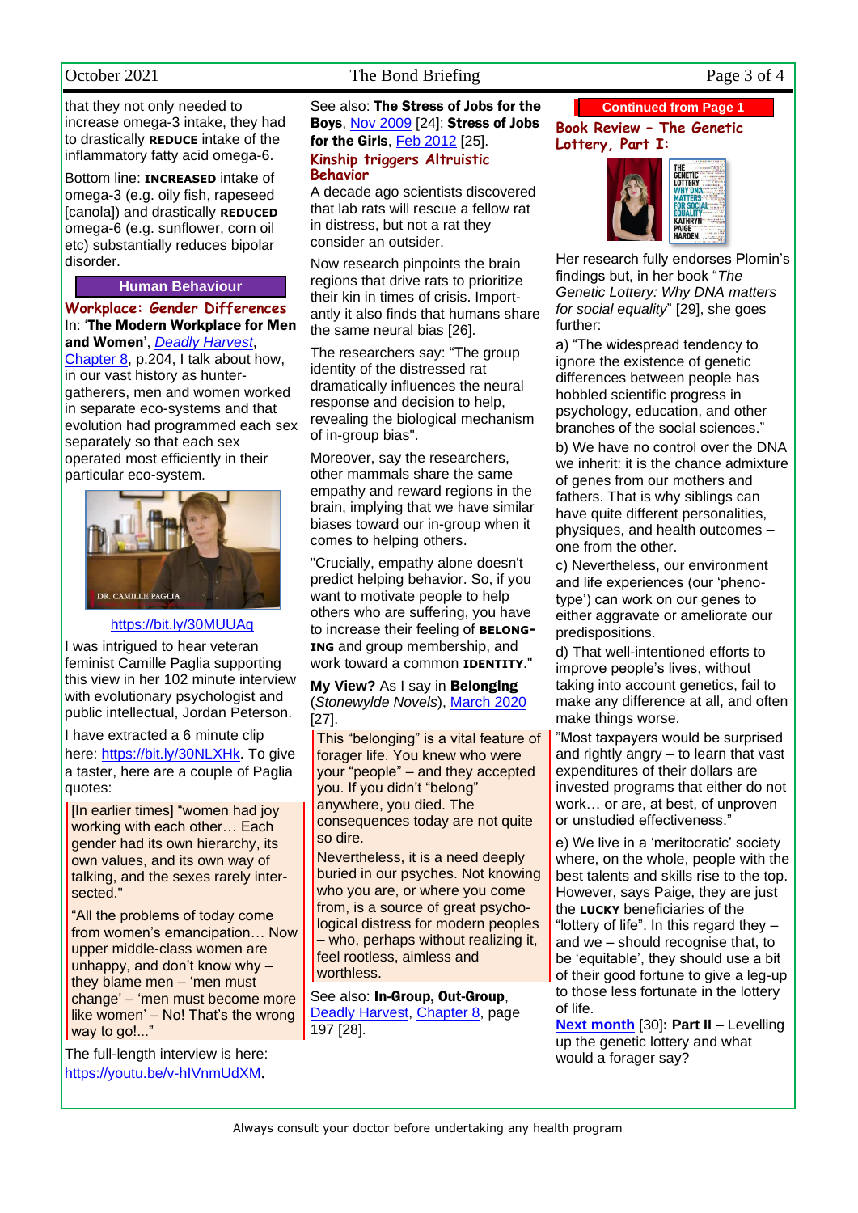that they not only needed to increase omega-3 intake, they had to drastically **REDUCE** intake of the inflammatory fatty acid omega-6.

Bottom line: **INCREASED** intake of omega-3 (e.g. oily fish, rapeseed [canola]) and drastically **REDUCED** omega-6 (e.g. sunflower, corn oil etc) substantially reduces bipolar disorder.

## Human Behaviour

### Workplace: Gender Differences

In: '**The Modern Workplace for Men and Women**', *Deadly Harvest*, Chapter 8, p.204, I talk about how, in our vast history as hunter-gatherers, men and women worked in separate eco-systems and that evolution had programmed each sex separately so that each sex operated most efficiently in their particular eco-system.

DR. CAMILLE PAGLIA

https://bit.ly/30MUUAq

I was intrigued to hear veteran feminist Camille Paglia supporting this view in her 102 minute interview with evolutionary psychologist and public intellectual, Jordan Peterson.

I have extracted a 6 minute clip here: https://bit.ly/30NLXHk. To give a taster, here are a couple of Paglia quotes:

> [In earlier times] "women had joy working with each other… Each gender had its own hierarchy, its own values, and its own way of talking, and the sexes rarely intersected."
>
> "All the problems of today come from women's emancipation… Now upper middle-class women are unhappy, and don't know why – they blame men – 'men must change' – 'men must become more like women' – No! That's the wrong way to go!..."

The full-length interview is here: https://youtu.be/v-hIVnmUdXM.

See also: **The Stress of Jobs for the Boys**, Nov 2009 [24]; **Stress of Jobs for the Girls**, Feb 2012 [25].

### Kinship triggers Altruistic Behavior

A decade ago scientists discovered that lab rats will rescue a fellow rat in distress, but not a rat they consider an outsider.

Now research pinpoints the brain regions that drive rats to prioritize their kin in times of crisis. Importantly it also finds that humans share the same neural bias [26].

The researchers say: "The group identity of the distressed rat dramatically influences the neural response and decision to help, revealing the biological mechanism of in-group bias".

Moreover, say the researchers, other mammals share the same empathy and reward regions in the brain, implying that we have similar biases toward our in-group when it comes to helping others.

"Crucially, empathy alone doesn't predict helping behavior. So, if you want to motivate people to help others who are suffering, you have to increase their feeling of **BELONGING** and group membership, and work toward a common **IDENTITY**."

**My View?** As I say in **Belonging** (*Stonewylde Novels*), March 2020 [27].

> This "belonging" is a vital feature of forager life. You knew who were your "people" – and they accepted you. If you didn't "belong" anywhere, you died. The consequences today are not quite so dire.
>
> Nevertheless, it is a need deeply buried in our psyches. Not knowing who you are, or where you come from, is a source of great psychological distress for modern peoples – who, perhaps without realizing it, feel rootless, aimless and worthless.

See also: **In-Group, Out-Group**, Deadly Harvest, Chapter 8, page 197 [28].

**Continued from Page 1**

### Book Review – The Genetic Lottery, Part I:

THE GENETIC LOTTERY WHY DNA MATTERS FOR SOCIAL EQUALITY KATHRYN PAIGE HARDEN

Her research fully endorses Plomin's findings but, in her book "*The Genetic Lottery: Why DNA matters for social equality*" [29], she goes further:

a) "The widespread tendency to ignore the existence of genetic differences between people has hobbled scientific progress in psychology, education, and other branches of the social sciences."

b) We have no control over the DNA we inherit: it is the chance admixture of genes from our mothers and fathers. That is why siblings can have quite different personalities, physiques, and health outcomes – one from the other.

c) Nevertheless, our environment and life experiences (our 'phenotype') can work on our genes to either aggravate or ameliorate our predispositions.

d) That well-intentioned efforts to improve people's lives, without taking into account genetics, fail to make any difference at all, and often make things worse.

> "Most taxpayers would be surprised and rightly angry – to learn that vast expenditures of their dollars are invested programs that either do not work… or are, at best, of unproven or unstudied effectiveness."

e) We live in a 'meritocratic' society where, on the whole, people with the best talents and skills rise to the top. However, says Paige, they are just the **LUCKY** beneficiaries of the "lottery of life". In this regard they – and we – should recognise that, to be 'equitable', they should use a bit of their good fortune to give a leg-up to those less fortunate in the lottery of life.

**Next month** [30]**: Part II** – Levelling up the genetic lottery and what would a forager say?

Always consult your doctor before undertaking any health program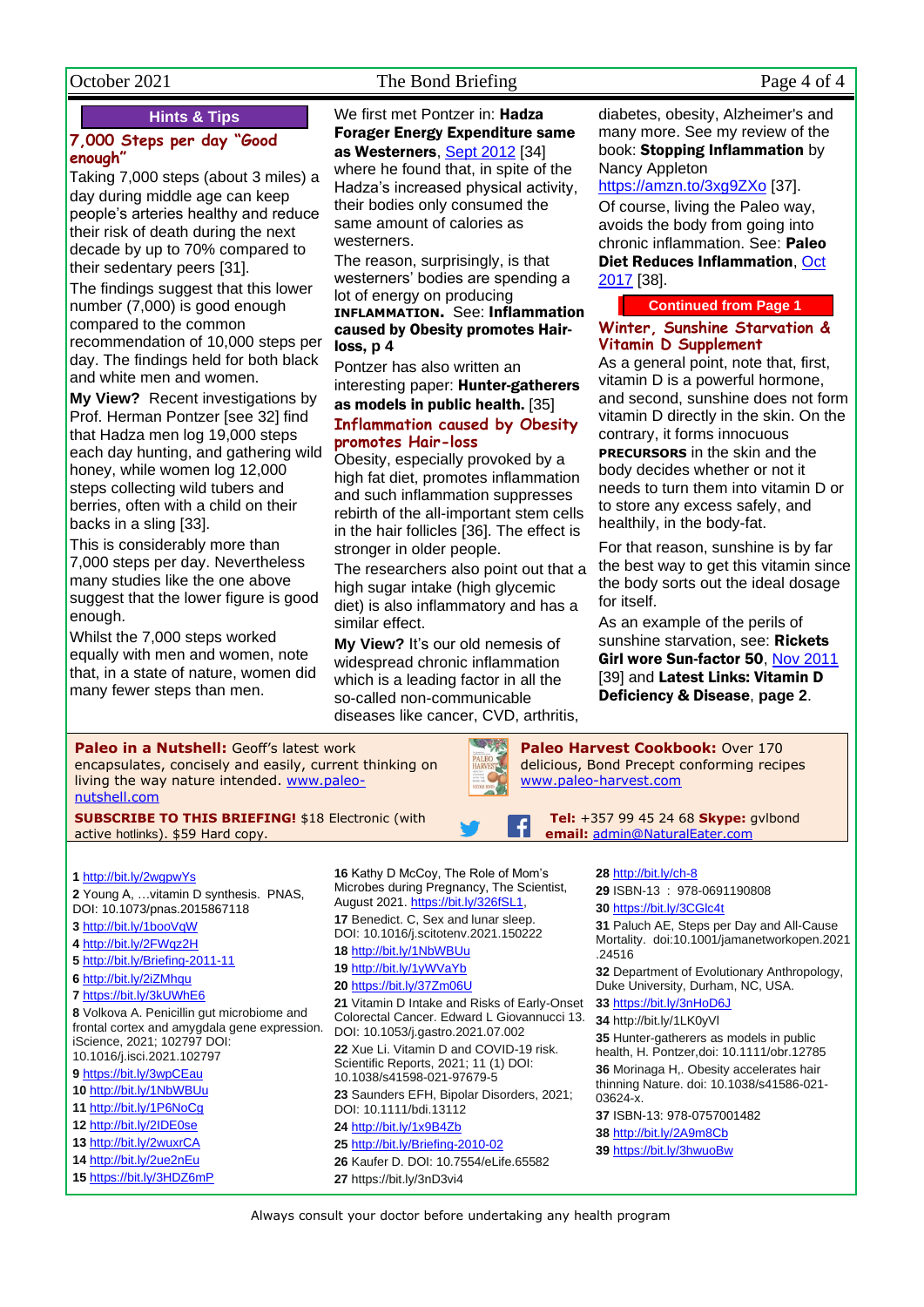## Hints & Tips

### 7,000 Steps per day "Good enough"

Taking 7,000 steps (about 3 miles) a day during middle age can keep people's arteries healthy and reduce their risk of death during the next decade by up to 70% compared to their sedentary peers [31].

The findings suggest that this lower number (7,000) is good enough compared to the common recommendation of 10,000 steps per day. The findings held for both black and white men and women.

**My View?** Recent investigations by Prof. Herman Pontzer [see 32] find that Hadza men log 19,000 steps each day hunting, and gathering wild honey, while women log 12,000 steps collecting wild tubers and berries, often with a child on their backs in a sling [33].

This is considerably more than 7,000 steps per day. Nevertheless many studies like the one above suggest that the lower figure is good enough.

Whilst the 7,000 steps worked equally with men and women, note that, in a state of nature, women did many fewer steps than men.

We first met Pontzer in: **Hadza Forager Energy Expenditure same as Westerners**, Sept 2012 [34] where he found that, in spite of the Hadza's increased physical activity, their bodies only consumed the same amount of calories as westerners.

The reason, surprisingly, is that westerners' bodies are spending a lot of energy on producing **INFLAMMATION.** See: **Inflammation caused by Obesity promotes Hair-loss, p 4**

Pontzer has also written an interesting paper: **Hunter-gatherers as models in public health.** [35]

### Inflammation caused by Obesity promotes Hair-loss

Obesity, especially provoked by a high fat diet, promotes inflammation and such inflammation suppresses rebirth of the all-important stem cells in the hair follicles [36]. The effect is stronger in older people.

The researchers also point out that a high sugar intake (high glycemic diet) is also inflammatory and has a similar effect.

**My View?** It's our old nemesis of widespread chronic inflammation which is a leading factor in all the so-called non-communicable diseases like cancer, CVD, arthritis, diabetes, obesity, Alzheimer's and many more. See my review of the book: **Stopping Inflammation** by Nancy Appleton https://amzn.to/3xg9ZXo [37].

Of course, living the Paleo way, avoids the body from going into chronic inflammation. See: **Paleo Diet Reduces Inflammation**, Oct 2017 [38].

**Continued from Page 1**

### Winter, Sunshine Starvation & Vitamin D Supplement

As a general point, note that, first, vitamin D is a powerful hormone, and second, sunshine does not form vitamin D directly in the skin. On the contrary, it forms innocuous **PRECURSORS** in the skin and the body decides whether or not it needs to turn them into vitamin D or to store any excess safely, and healthily, in the body-fat.

For that reason, sunshine is by far the best way to get this vitamin since the body sorts out the ideal dosage for itself.

As an example of the perils of sunshine starvation, see: **Rickets Girl wore Sun-factor 50**, Nov 2011 [39] and **Latest Links: Vitamin D Deficiency & Disease, page 2**.

---

**Paleo in a Nutshell:** Geoff's latest work encapsulates, concisely and easily, current thinking on living the way nature intended. www.paleo-nutshell.com

**Paleo Harvest Cookbook:** Over 170 delicious, Bond Precept conforming recipes www.paleo-harvest.com

**SUBSCRIBE TO THIS BRIEFING!** $18 Electronic (with active hotlinks). $59 Hard copy.

**Tel:** +357 99 45 24 68 **Skype:** gvlbond **email:** admin@NaturalEater.com

---

**1** http://bit.ly/2wgpwYs
**2** Young A, …vitamin D synthesis. PNAS, DOI: 10.1073/pnas.2015867118
**3** http://bit.ly/1booVqW
**4** http://bit.ly/2FWqz2H
**5** http://bit.ly/Briefing-2011-11
**6** http://bit.ly/2iZMhqu
**7** https://bit.ly/3kUWhE6
**8** Volkova A. Penicillin gut microbiome and frontal cortex and amygdala gene expression. iScience, 2021; 102797 DOI: 10.1016/j.isci.2021.102797
**9** https://bit.ly/3wpCEau
**10** http://bit.ly/1NbWBUu
**11** http://bit.ly/1P6NoCg
**12** http://bit.ly/2IDE0se
**13** http://bit.ly/2wuxrCA
**14** http://bit.ly/2ue2nEu
**15** https://bit.ly/3HDZ6mP
**16** Kathy D McCoy, The Role of Mom's Microbes during Pregnancy, The Scientist, August 2021. https://bit.ly/326fSL1,
**17** Benedict. C, Sex and lunar sleep. DOI: 10.1016/j.scitotenv.2021.150222
**18** http://bit.ly/1NbWBUu
**19** http://bit.ly/1yWVaYb
**20** https://bit.ly/37Zm06U
**21** Vitamin D Intake and Risks of Early-Onset Colorectal Cancer. Edward L Giovannucci 13. DOI: 10.1053/j.gastro.2021.07.002
**22** Xue Li. Vitamin D and COVID-19 risk. Scientific Reports, 2021; 11 (1) DOI: 10.1038/s41598-021-97679-5
**23** Saunders EFH, Bipolar Disorders, 2021; DOI: 10.1111/bdi.13112
**24** http://bit.ly/1x9B4Zb
**25** http://bit.ly/Briefing-2010-02
**26** Kaufer D. DOI: 10.7554/eLife.65582
**27** https://bit.ly/3nD3vi4
**28** http://bit.ly/ch-8
**29** ISBN-13 : 978-0691190808
**30** https://bit.ly/3CGlc4t
**31** Paluch AE, Steps per Day and All-Cause Mortality. doi:10.1001/jamanetworkopen.2021.24516
**32** Department of Evolutionary Anthropology, Duke University, Durham, NC, USA.
**33** https://bit.ly/3nHoD6J
**34** http://bit.ly/1LK0yVl
**35** Hunter-gatherers as models in public health, H. Pontzer,doi: 10.1111/obr.12785
**36** Morinaga H,. Obesity accelerates hair thinning Nature. doi: 10.1038/s41586-021-03624-x.
**37** ISBN-13: 978-0757001482
**38** http://bit.ly/2A9m8Cb
**39** https://bit.ly/3hwuoBw

Always consult your doctor before undertaking any health program